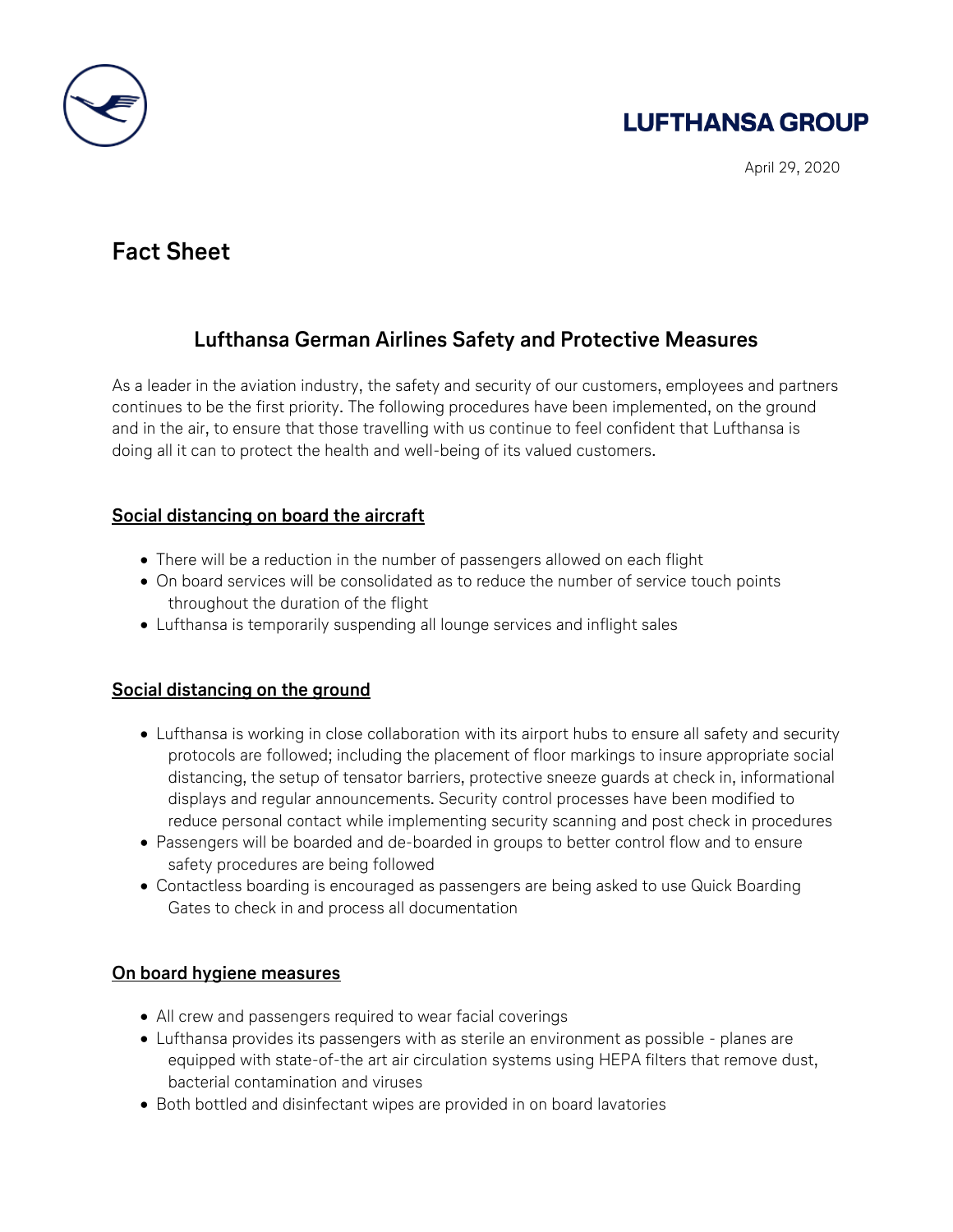LUFTHANSA GROUP

April 29, 2020

# Fact Sheet

## Lufthansa German Airlines Safety and Protective Measures

As a leader in the aviation industry, the safety and security of our customers, employees and partners continues to be the first priority. The following procedures have been implemented, on the ground and in the air, to ensure that those travelling with us continue to feel confident that Lufthansa is doing all it can to protect the health and well-being of its valued customers.

### Social distancing on board the aircraft

- There will be a reduction in the number of passengers allowed on each flight
- On board services will be consolidated as to reduce the number of service touch points throughout the duration of the flight
- Lufthansa is temporarily suspending all lounge services and inflight sales

### Social distancing on the ground

- Lufthansa is working in close collaboration with its airport hubs to ensure all safety and security protocols are followed; including the placement of floor markings to insure appropriate social distancing, the setup of tensator barriers, protective sneeze guards at check in, informational displays and regular announcements. Security control processes have been modified to reduce personal contact while implementing security scanning and post check in procedures
- Passengers will be boarded and de-boarded in groups to better control flow and to ensure safety procedures are being followed
- Contactless boarding is encouraged as passengers are being asked to use Quick Boarding Gates to check in and process all documentation

### On board hygiene measures

- All crew and passengers required to wear facial coverings
- Lufthansa provides its passengers with as sterile an environment as possible - planes are equipped with state-of-the art air circulation systems using HEPA filters that remove dust, bacterial contamination and viruses
- Both bottled and disinfectant wipes are provided in on board lavatories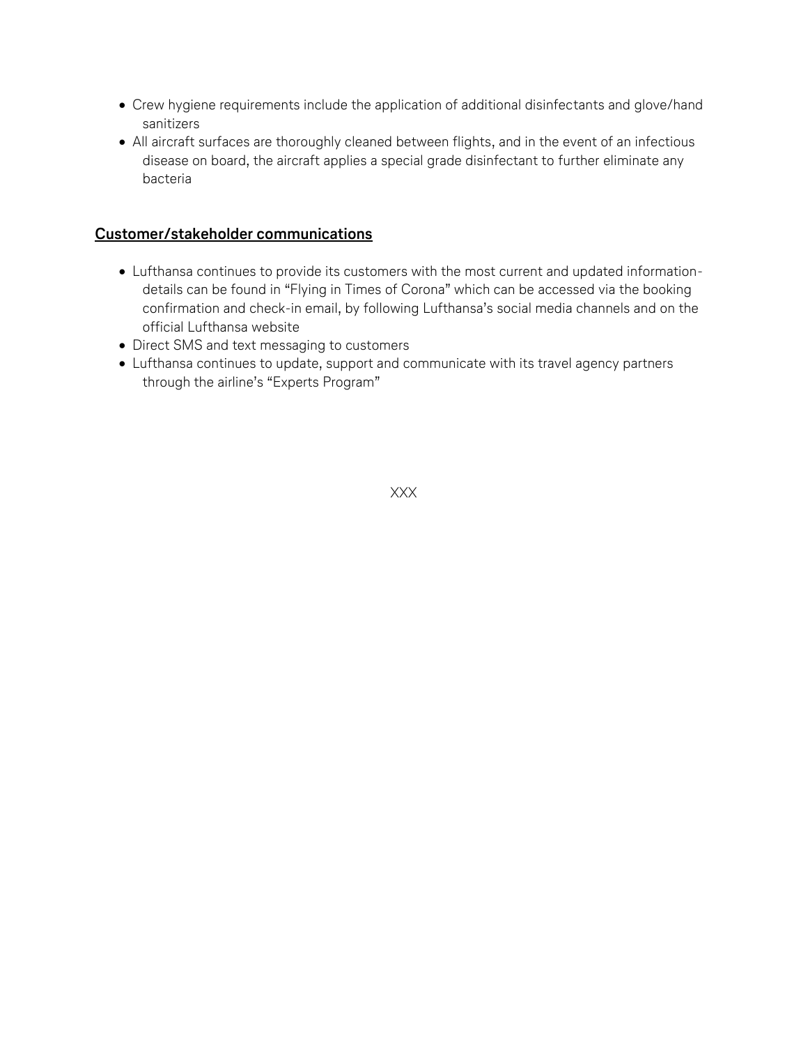- Crew hygiene requirements include the application of additional disinfectants and glove/hand sanitizers
- All aircraft surfaces are thoroughly cleaned between flights, and in the event of an infectious disease on board, the aircraft applies a special grade disinfectant to further eliminate any bacteria

## Customer/stakeholder communications

- Lufthansa continues to provide its customers with the most current and updated information- details can be found in "Flying in Times of Corona" which can be accessed via the booking confirmation and check-in email, by following Lufthansa's social media channels and on the official Lufthansa website
- Direct SMS and text messaging to customers
- Lufthansa continues to update, support and communicate with its travel agency partners through the airline's "Experts Program"

XXX